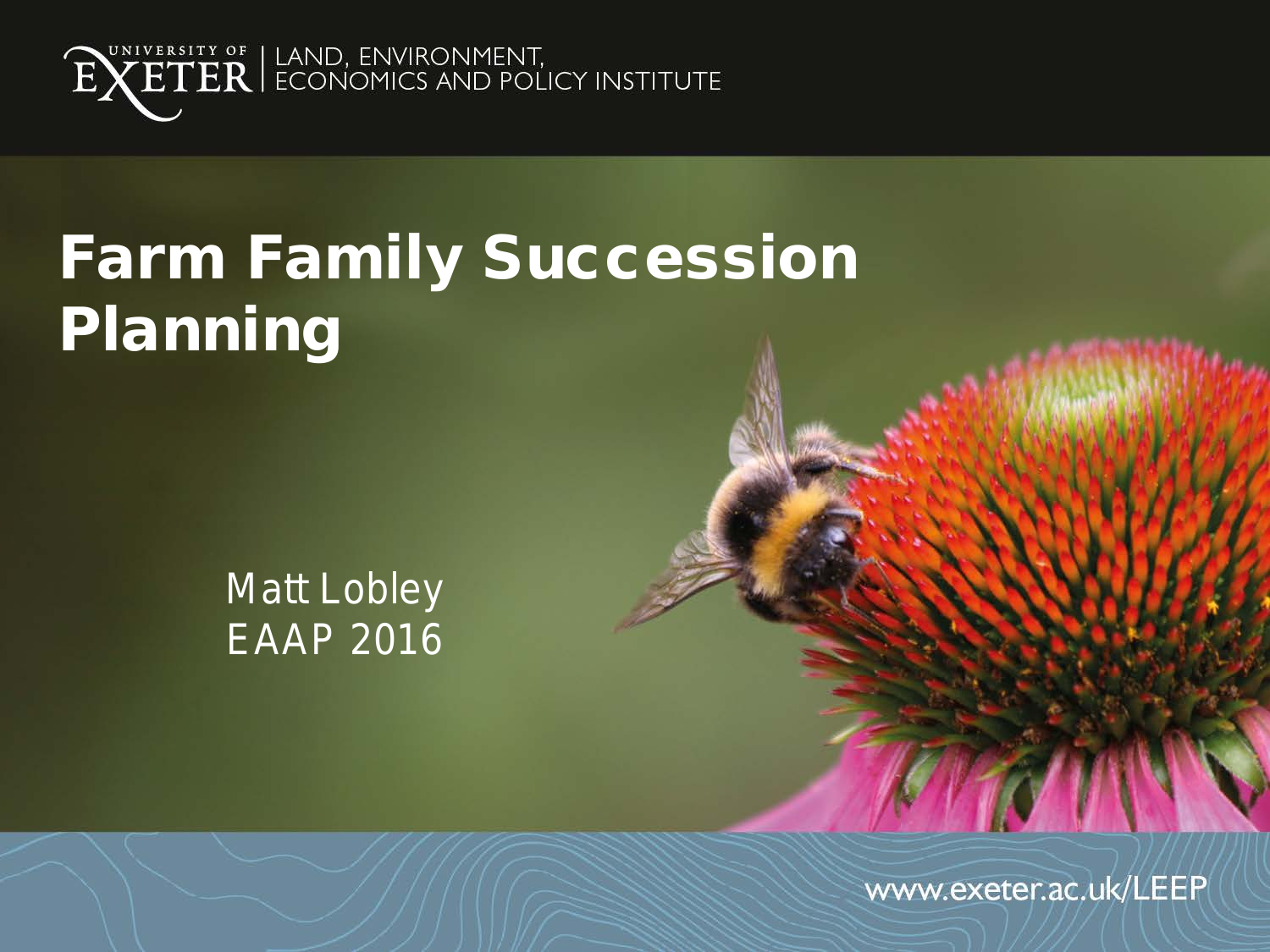UNIVERSITY OF EXETER | LAND, ENVIRONMENT, ECONOMICS AND POLICY INSTITUTE

# Farm Family Succession Planning

Matt Lobley
EAAP 2016

www.exeter.ac.uk/LEEP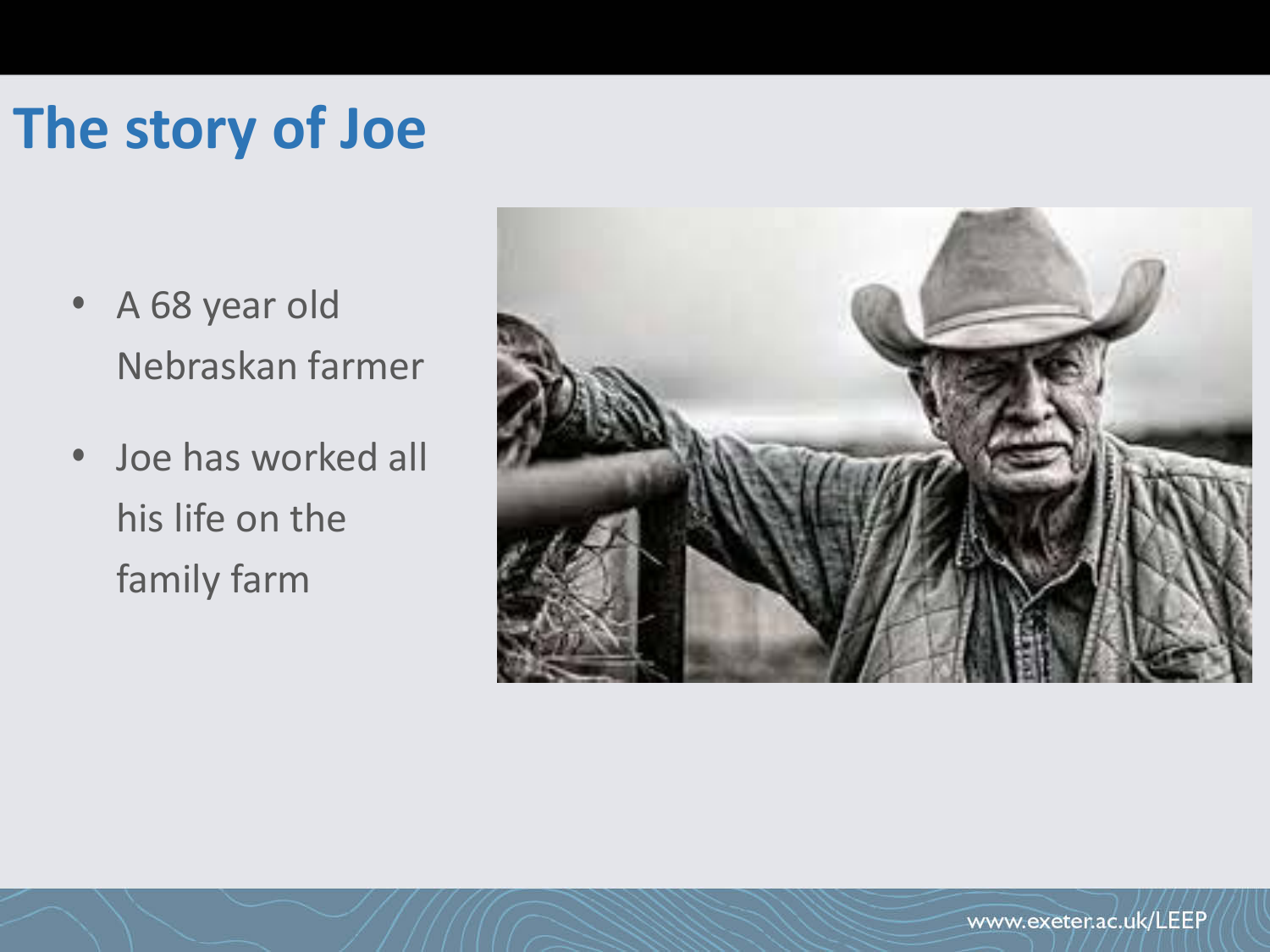# The story of Joe

- A 68 year old Nebraskan farmer
- Joe has worked all his life on the family farm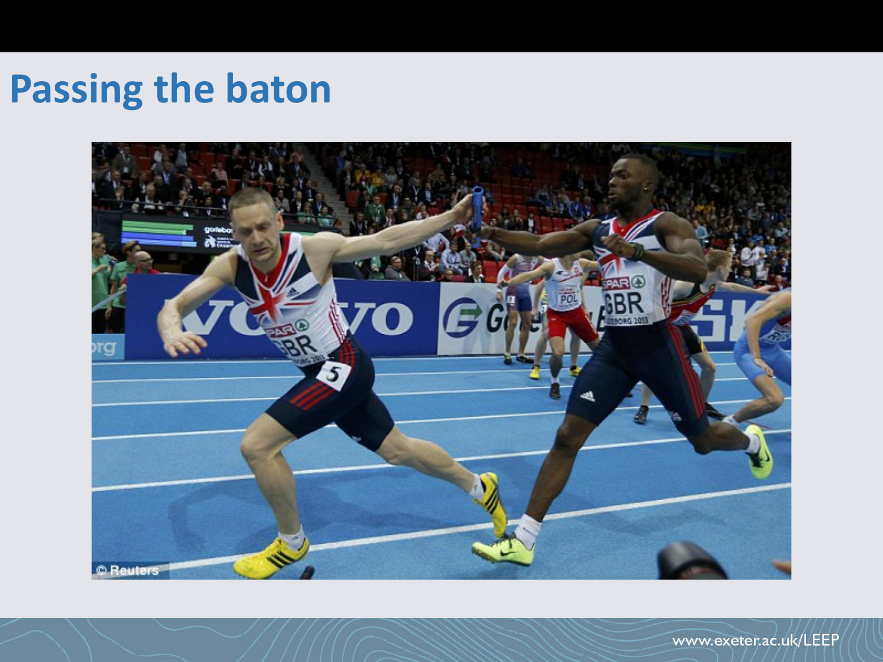# Passing the baton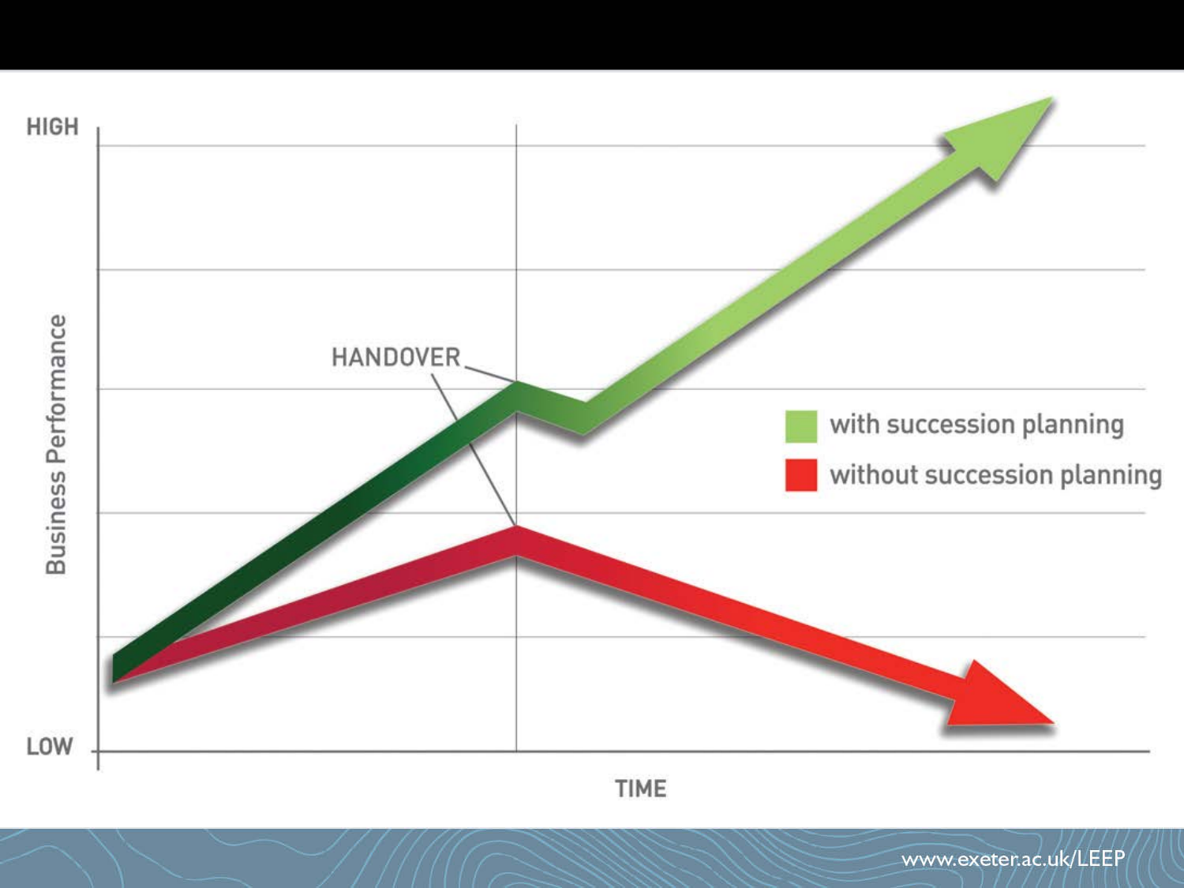HIGH

Business Performance

HANDOVER

- with succession planning
- without succession planning

LOW

TIME

www.exeter.ac.uk/LEEP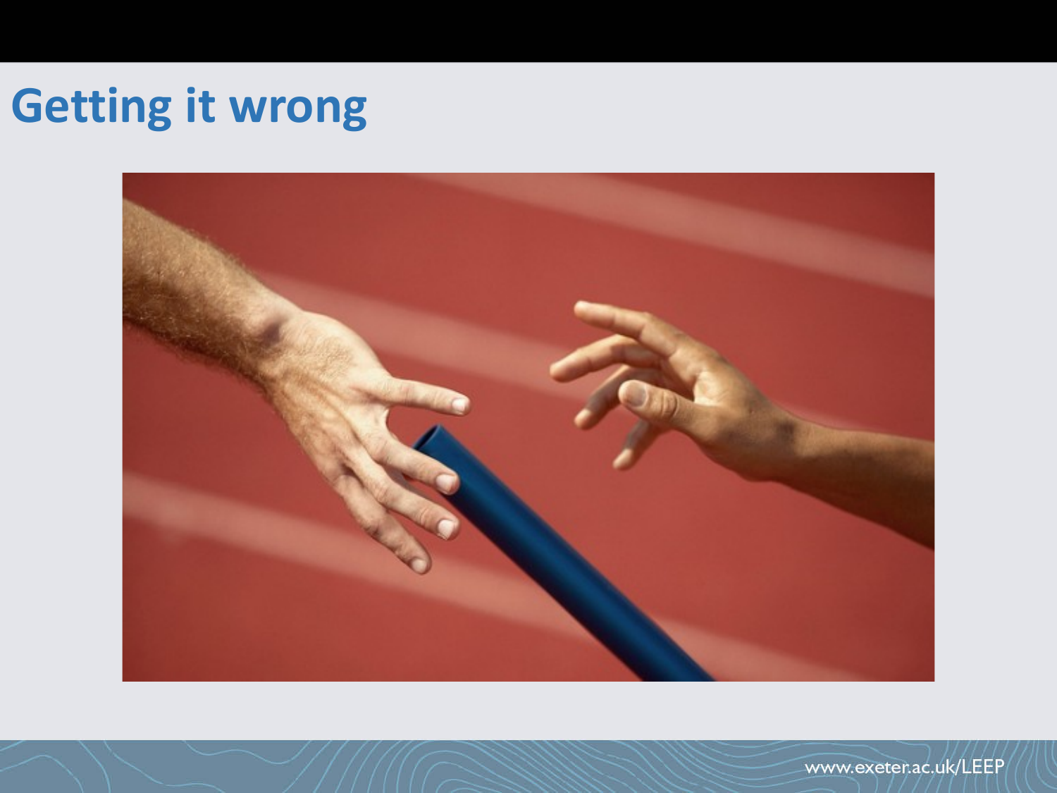# Getting it wrong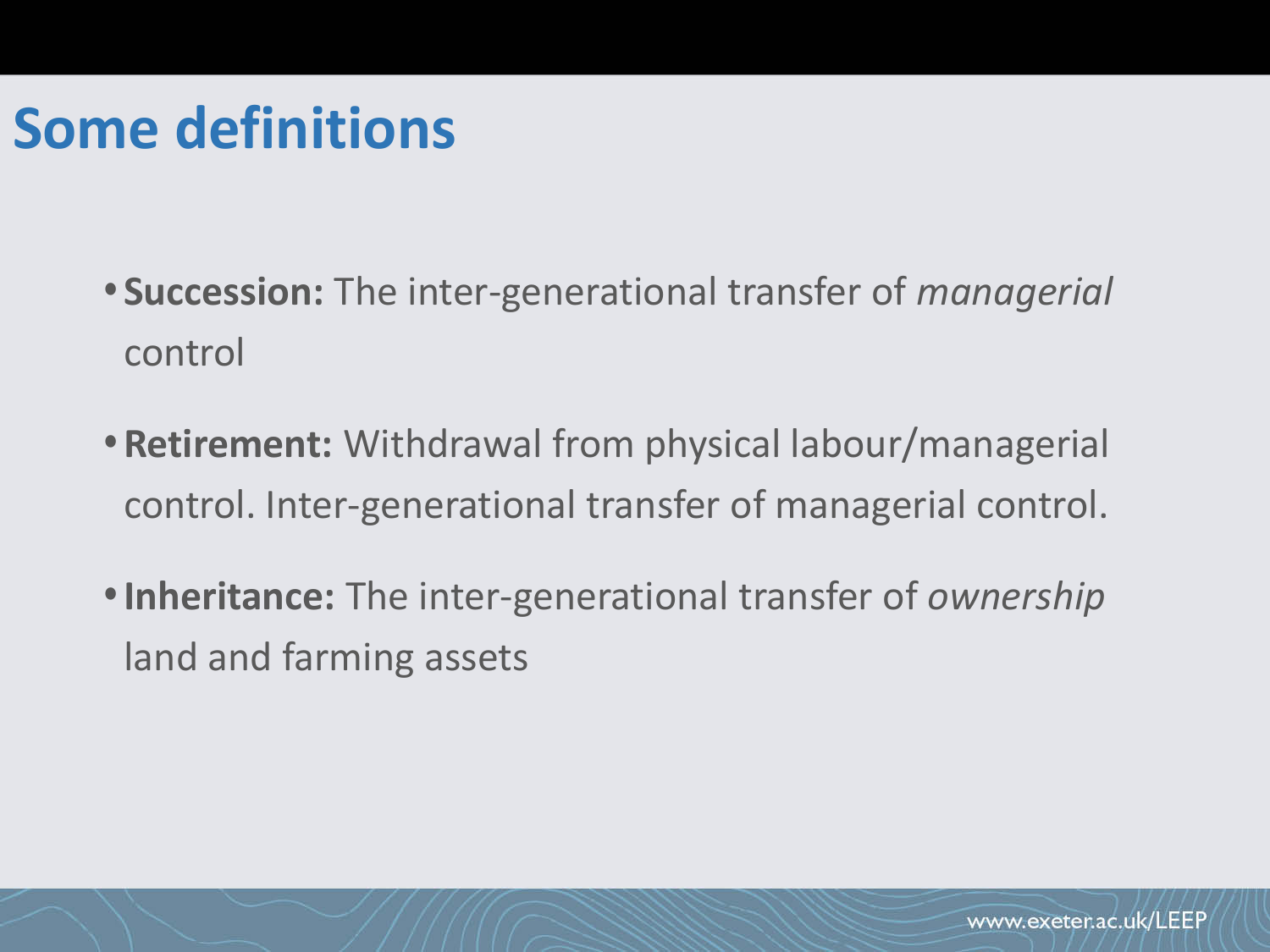# Some definitions

- **Succession:** The inter-generational transfer of *managerial* control
- **Retirement:** Withdrawal from physical labour/managerial control. Inter-generational transfer of managerial control.
- **Inheritance:** The inter-generational transfer of *ownership* land and farming assets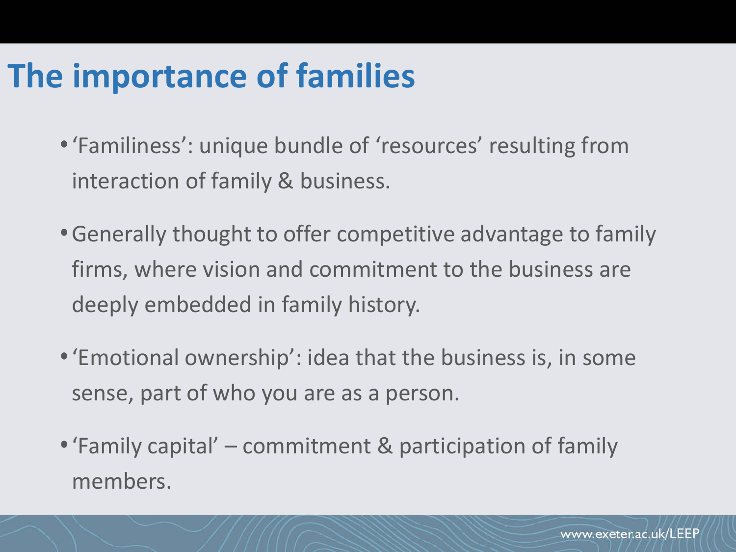# The importance of families

- 'Familiness': unique bundle of 'resources' resulting from interaction of family & business.
- Generally thought to offer competitive advantage to family firms, where vision and commitment to the business are deeply embedded in family history.
- 'Emotional ownership': idea that the business is, in some sense, part of who you are as a person.
- 'Family capital' – commitment & participation of family members.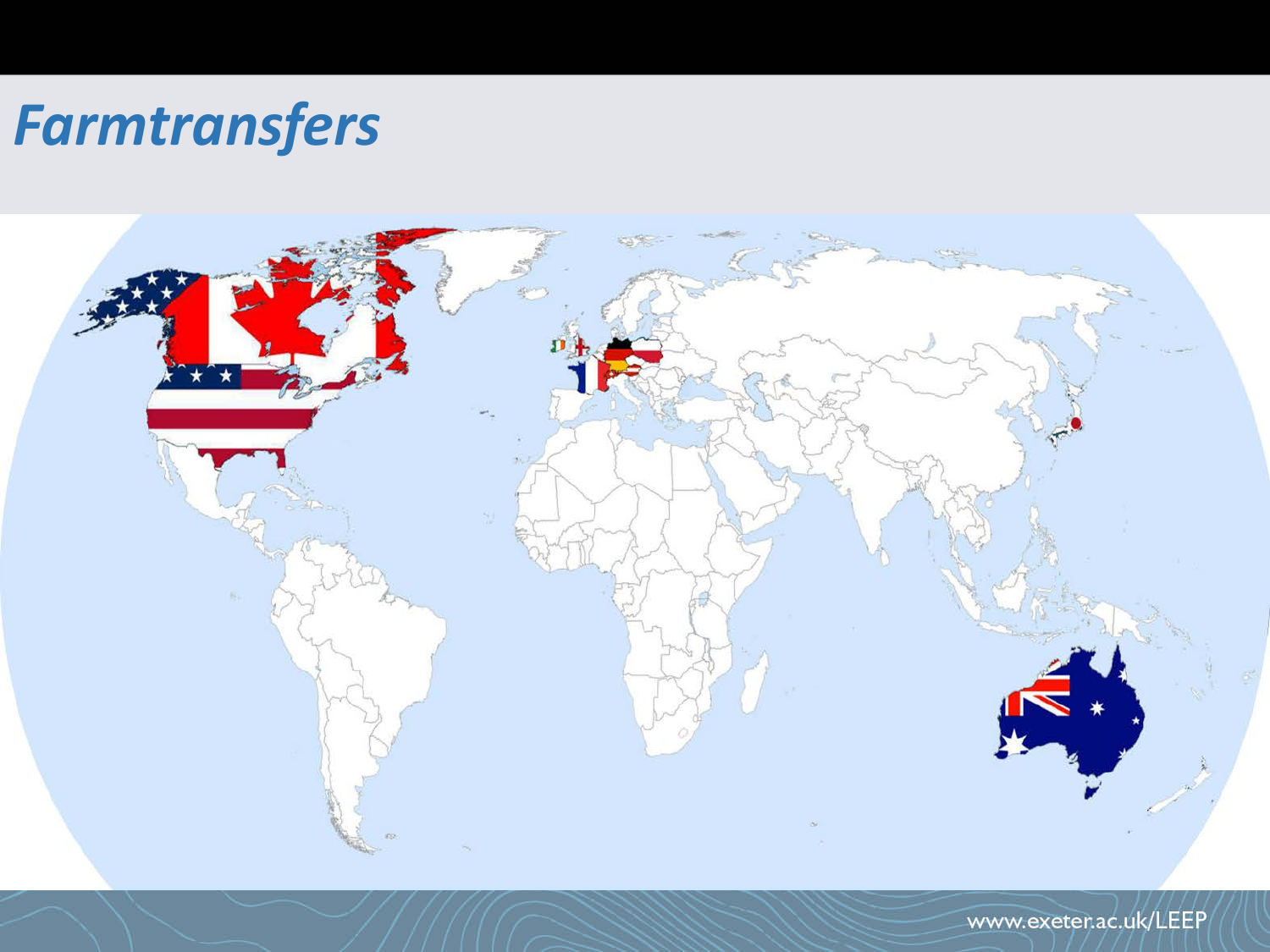# *Farmtransfers*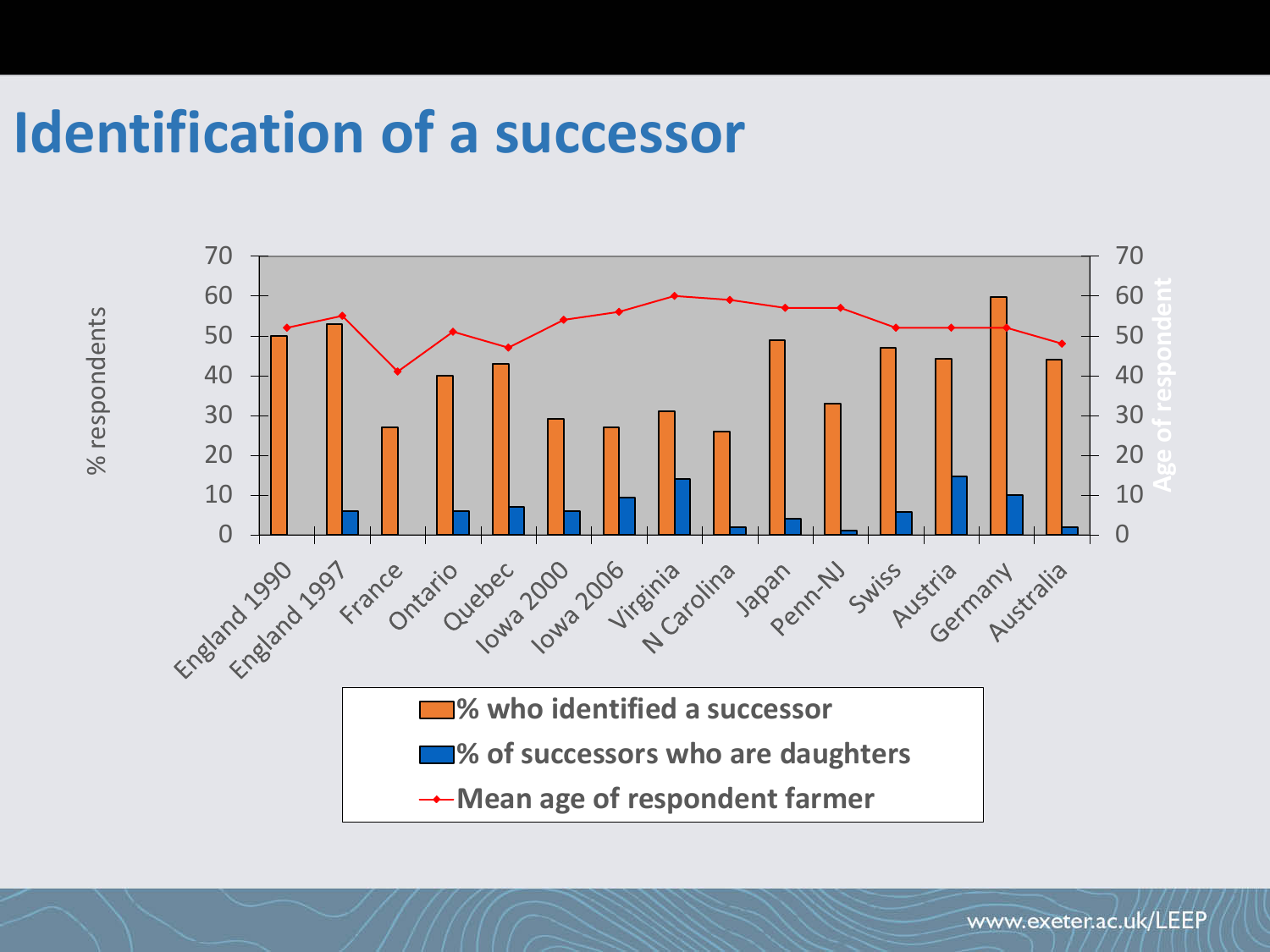# Identification of a successor

% respondents

Age of respondent

| | % who identified a successor | % of successors who are daughters | Mean age of respondent farmer |
|---|---|---|---|
| England 1990 | 50 | | 52 |
| England 1997 | 53 | 6 | 55 |
| France | 27 | | 41 |
| Ontario | 40 | 6 | 51 |
| Quebec | 43 | 7 | 47 |
| Iowa 2000 | 29 | 6 | 54 |
| Iowa 2006 | 27 | 9 | 56 |
| Virginia | 31 | 14 | 60 |
| N Carolina | 26 | 2 | 59 |
| Japan | 49 | 4 | 57 |
| Penn-NJ | 33 | 1 | 57 |
| Swiss | 47 | 6 | 52 |
| Austria | 44 | 15 | 52 |
| Germany | 60 | 10 | 52 |
| Australia | 44 | 2 | 48 |

- % who identified a successor
- % of successors who are daughters
- Mean age of respondent farmer

www.exeter.ac.uk/LEEP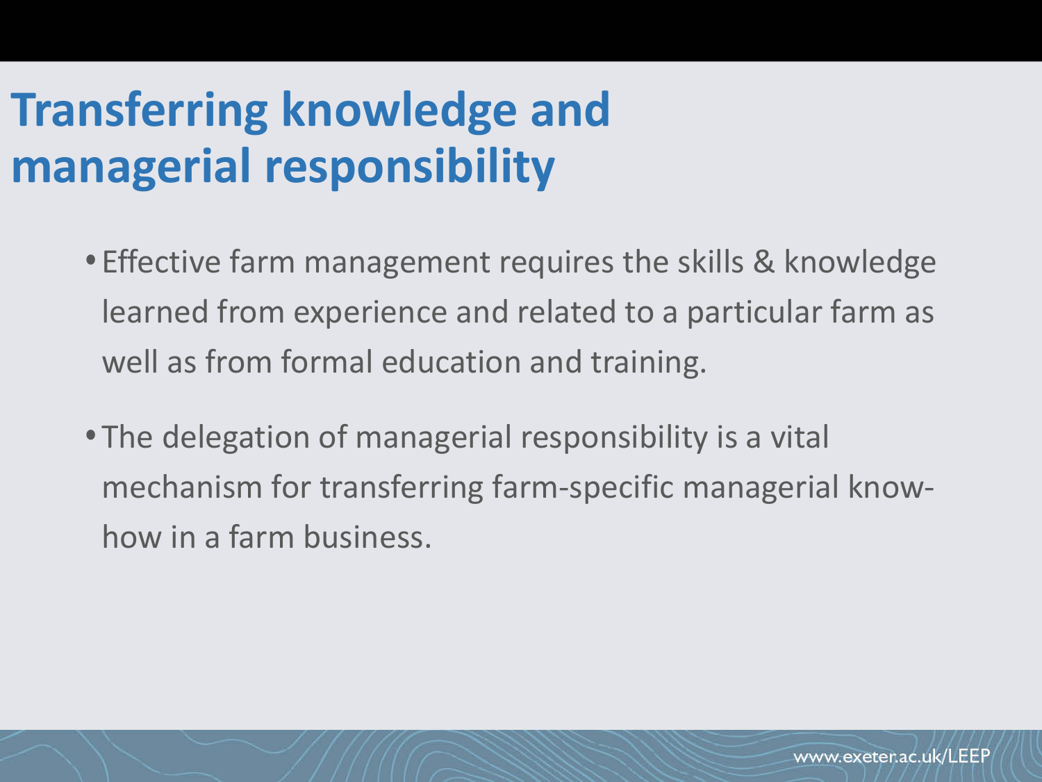# Transferring knowledge and managerial responsibility

- Effective farm management requires the skills & knowledge learned from experience and related to a particular farm as well as from formal education and training.
- The delegation of managerial responsibility is a vital mechanism for transferring farm-specific managerial know-how in a farm business.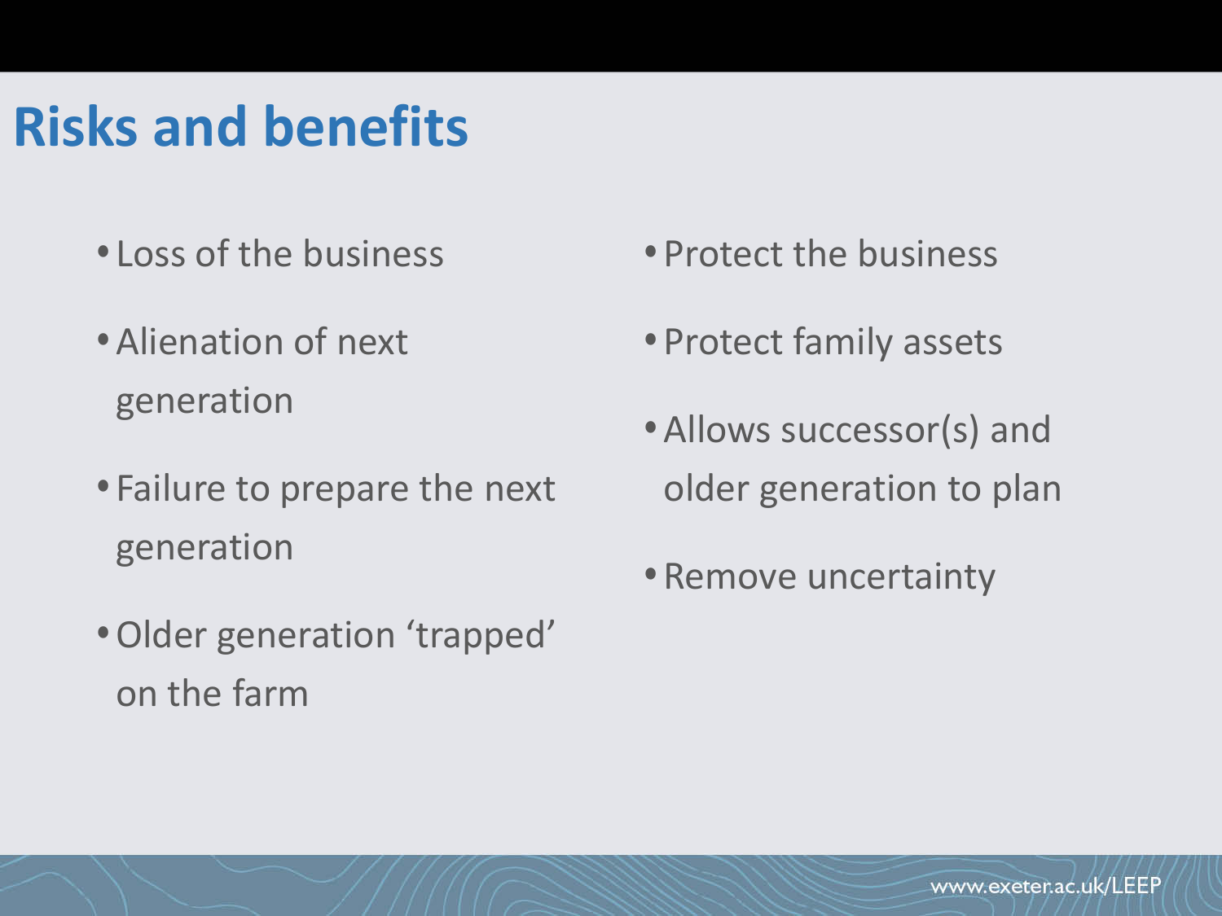# Risks and benefits

- Loss of the business
- Alienation of next generation
- Failure to prepare the next generation
- Older generation 'trapped' on the farm

- Protect the business
- Protect family assets
- Allows successor(s) and older generation to plan
- Remove uncertainty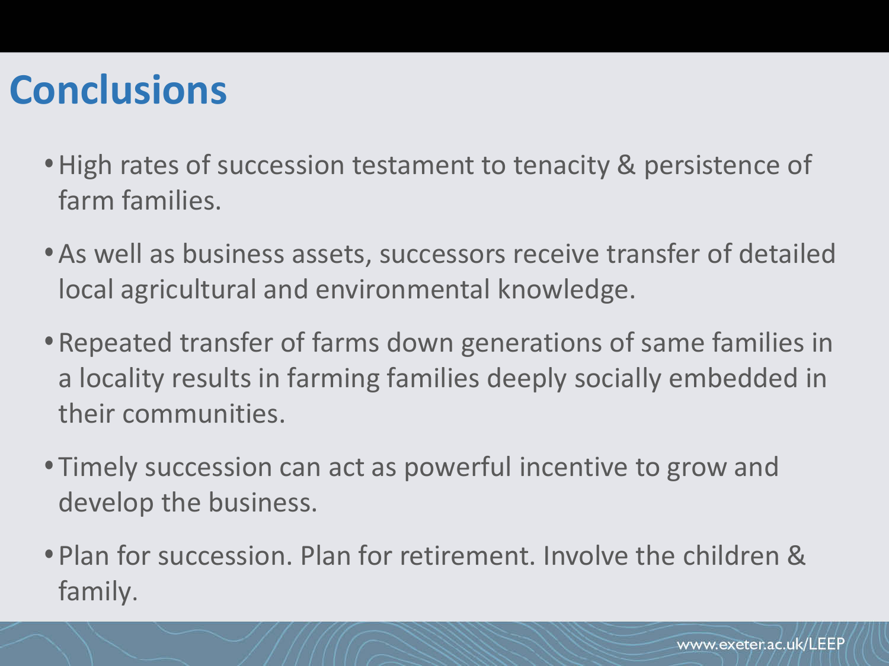# Conclusions

- High rates of succession testament to tenacity & persistence of farm families.
- As well as business assets, successors receive transfer of detailed local agricultural and environmental knowledge.
- Repeated transfer of farms down generations of same families in a locality results in farming families deeply socially embedded in their communities.
- Timely succession can act as powerful incentive to grow and develop the business.
- Plan for succession. Plan for retirement. Involve the children & family.